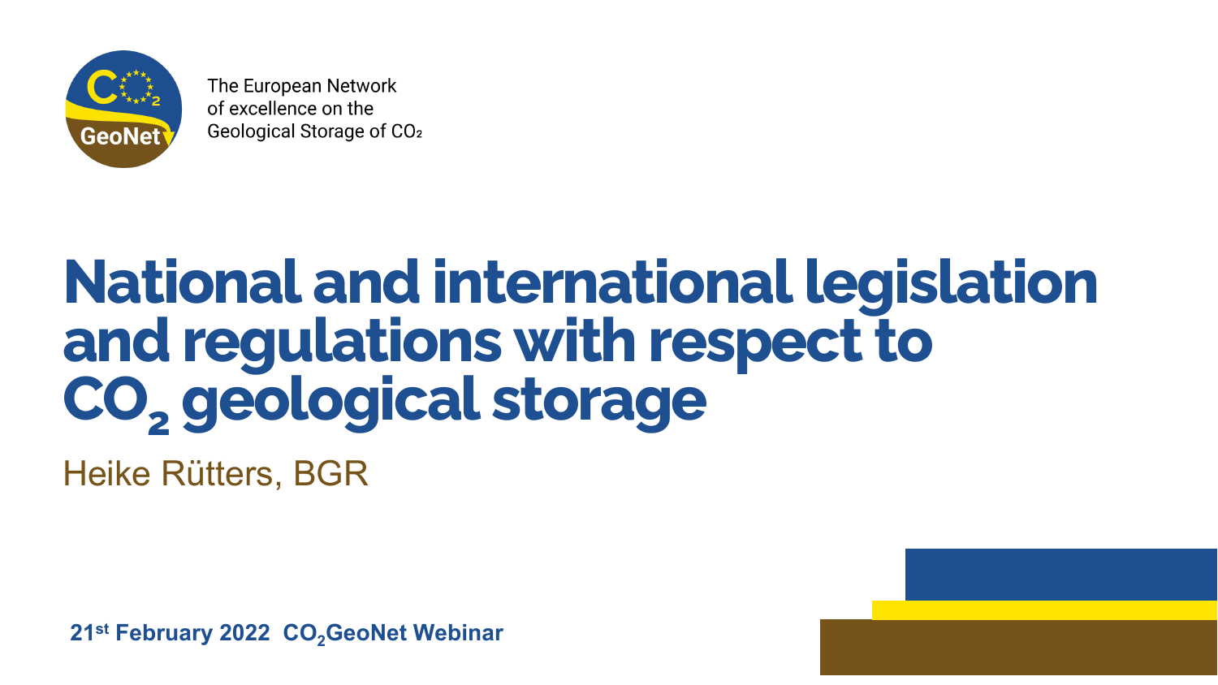The European Network of excellence on the Geological Storage of $CO_2$

# National and international legislation and regulations with respect to $CO_2$ geological storage

Heike Rütters, BGR

**21st February 2022 $CO_2$GeoNet Webinar**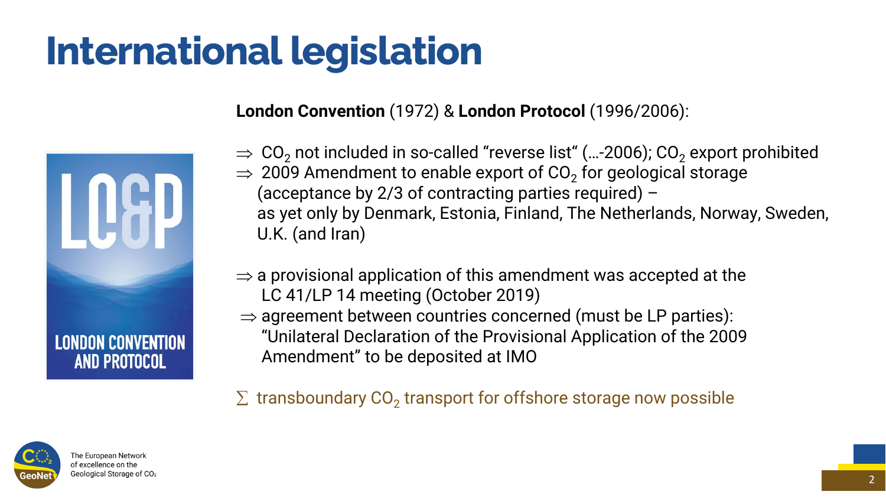# International legislation

**London Convention** (1972) & **London Protocol** (1996/2006):

⇒ $CO_2$ not included in so-called "reverse list" (…-2006); $CO_2$ export prohibited
⇒ 2009 Amendment to enable export of $CO_2$ for geological storage (acceptance by 2/3 of contracting parties required) – as yet only by Denmark, Estonia, Finland, The Netherlands, Norway, Sweden, U.K. (and Iran)

⇒ a provisional application of this amendment was accepted at the LC 41/LP 14 meeting (October 2019)
⇒ agreement between countries concerned (must be LP parties): "Unilateral Declaration of the Provisional Application of the 2009 Amendment" to be deposited at IMO

∑ transboundary $CO_2$ transport for offshore storage now possible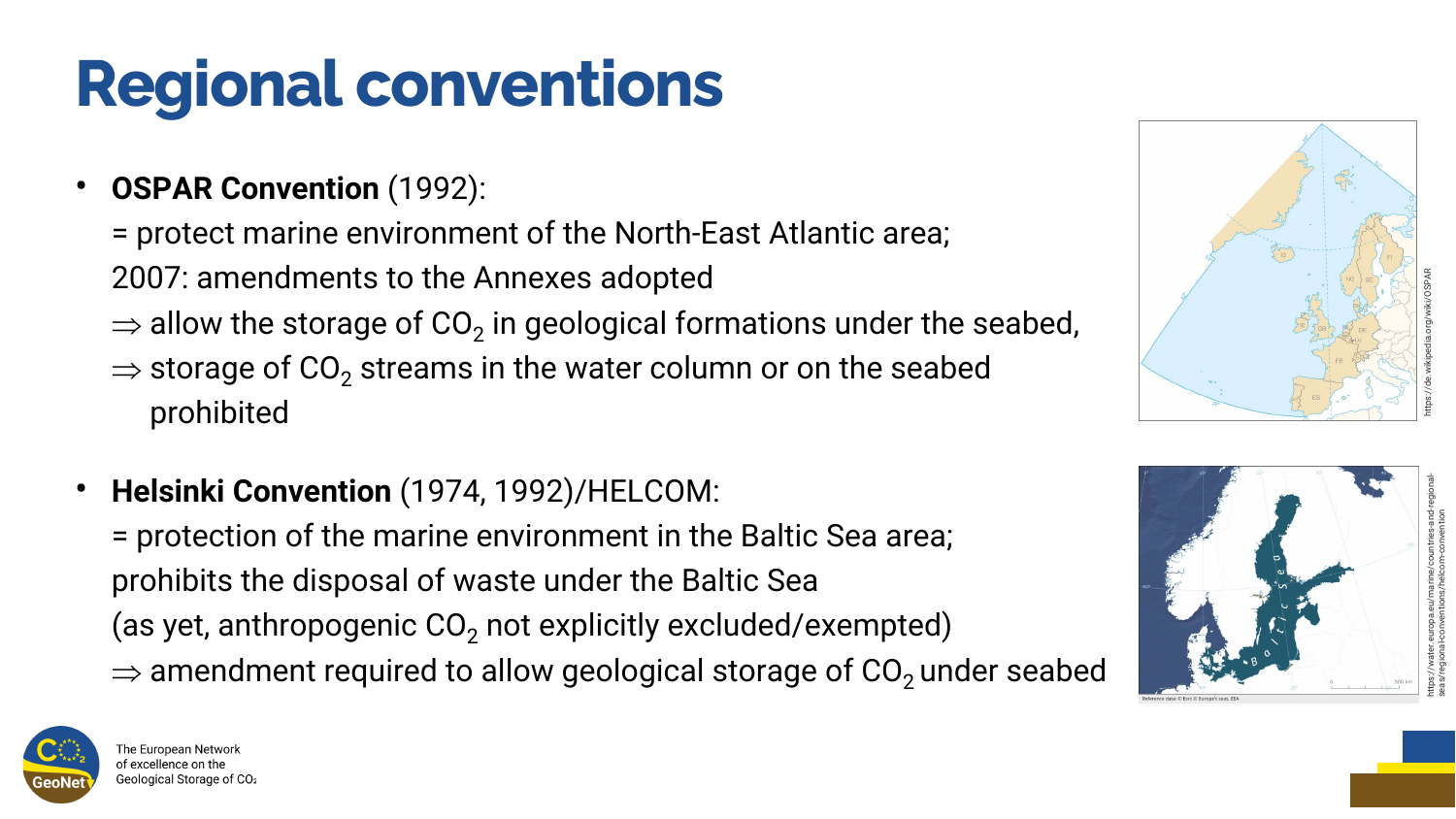# Regional conventions

- **OSPAR Convention** (1992):
  = protect marine environment of the North-East Atlantic area;
  2007: amendments to the Annexes adopted
  ⇒ allow the storage of $CO_2$ in geological formations under the seabed,
  ⇒ storage of $CO_2$ streams in the water column or on the seabed prohibited

- **Helsinki Convention** (1974, 1992)/HELCOM:
  = protection of the marine environment in the Baltic Sea area;
  prohibits the disposal of waste under the Baltic Sea
  (as yet, anthropogenic $CO_2$ not explicitly excluded/exempted)
  ⇒ amendment required to allow geological storage of $CO_2$ under seabed

https://de.wikipedia.org/wiki/OSPAR

https://water.europa.eu/marine/countries-and-regional-seas/regional-conventions/helcom-convention

The European Network of excellence on the Geological Storage of $CO_2$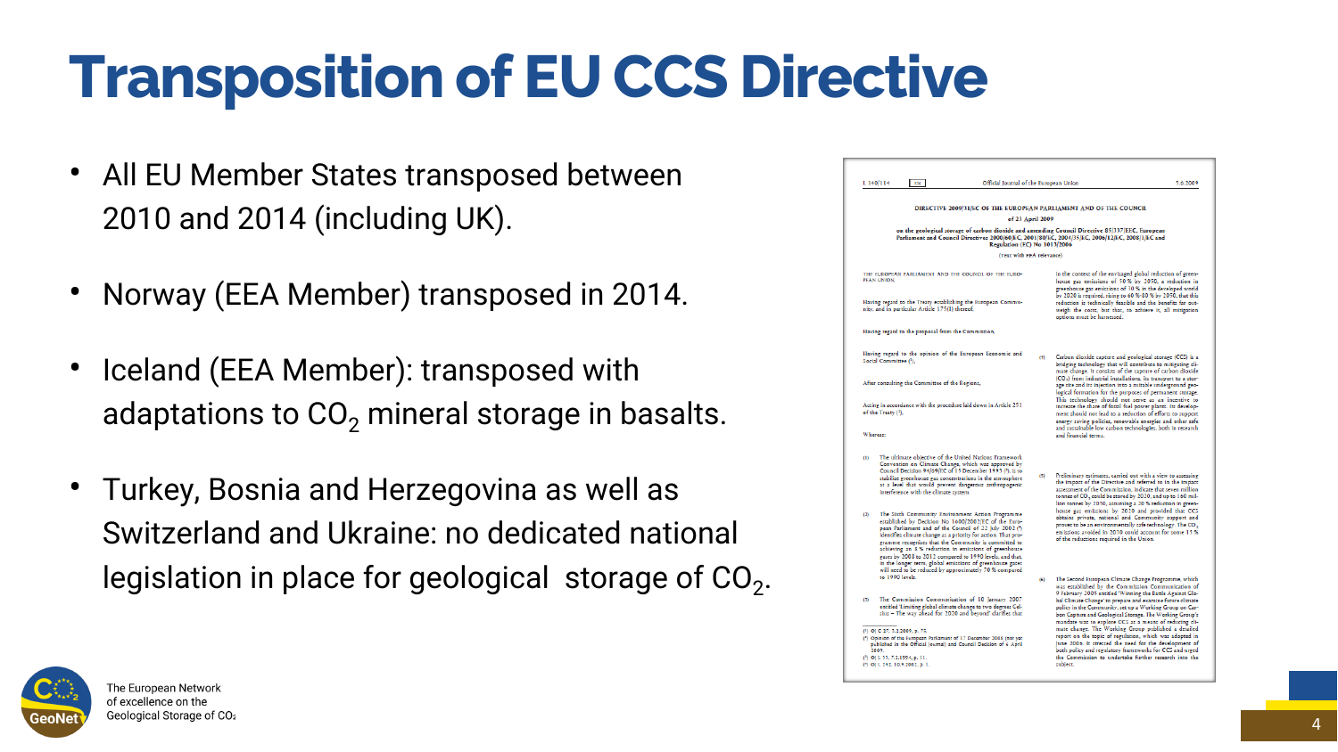# Transposition of EU CCS Directive

- All EU Member States transposed between 2010 and 2014 (including UK).
- Norway (EEA Member) transposed in 2014.
- Iceland (EEA Member): transposed with adaptations to $CO_2$ mineral storage in basalts.
- Turkey, Bosnia and Herzegovina as well as Switzerland and Ukraine: no dedicated national legislation in place for geological storage of $CO_2$.

The European Network of excellence on the Geological Storage of $CO_2$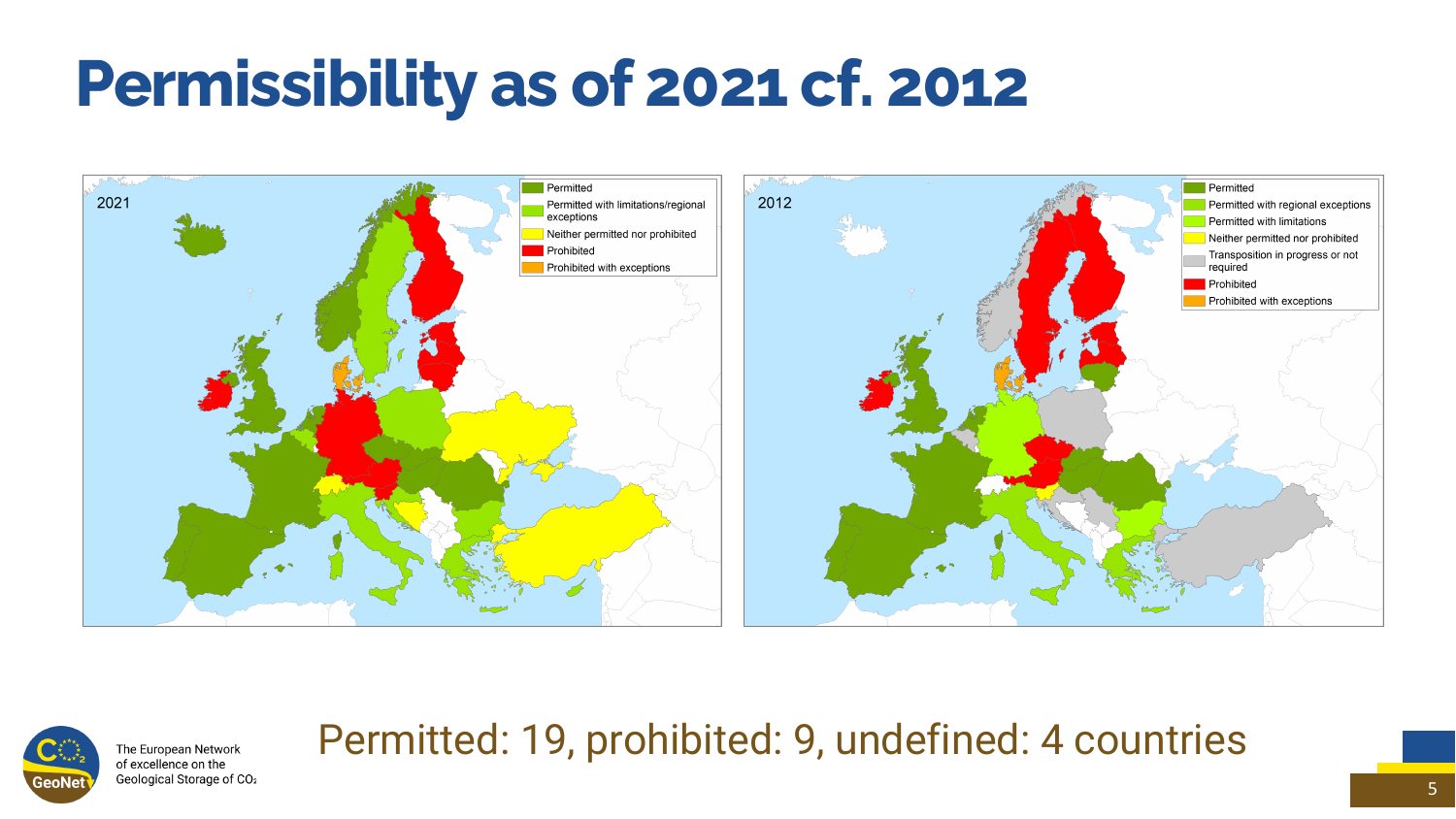# Permissibility as of 2021 cf. 2012

2021

- Permitted
- Permitted with limitations/regional exceptions
- Neither permitted nor prohibited
- Prohibited
- Prohibited with exceptions

2012

- Permitted
- Permitted with regional exceptions
- Permitted with limitations
- Neither permitted nor prohibited
- Transposition in progress or not required
- Prohibited
- Prohibited with exceptions

Permitted: 19, prohibited: 9, undefined: 4 countries

The European Network of excellence on the Geological Storage of $CO_2$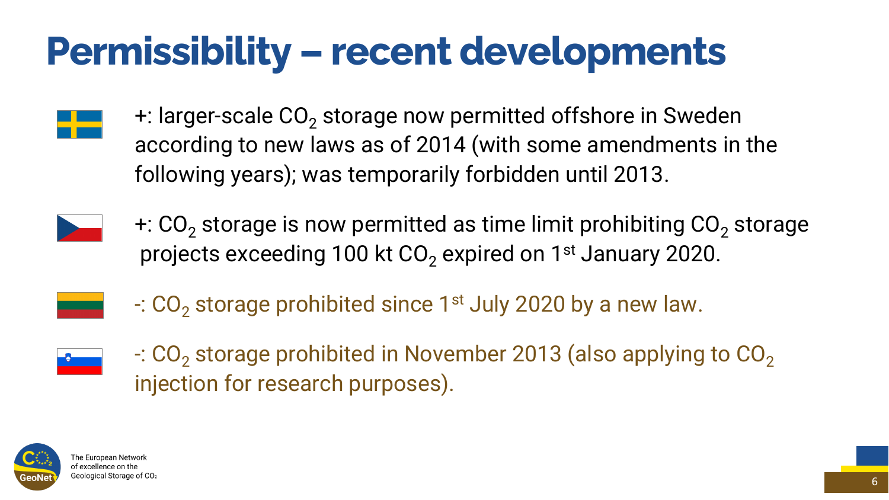# Permissibility – recent developments

- +: larger-scale $CO_2$ storage now permitted offshore in Sweden according to new laws as of 2014 (with some amendments in the following years); was temporarily forbidden until 2013.
- +: $CO_2$ storage is now permitted as time limit prohibiting $CO_2$ storage projects exceeding 100 kt $CO_2$ expired on 1st January 2020.
- -: $CO_2$ storage prohibited since 1st July 2020 by a new law.
- -: $CO_2$ storage prohibited in November 2013 (also applying to $CO_2$ injection for research purposes).

The European Network of excellence on the Geological Storage of $CO_2$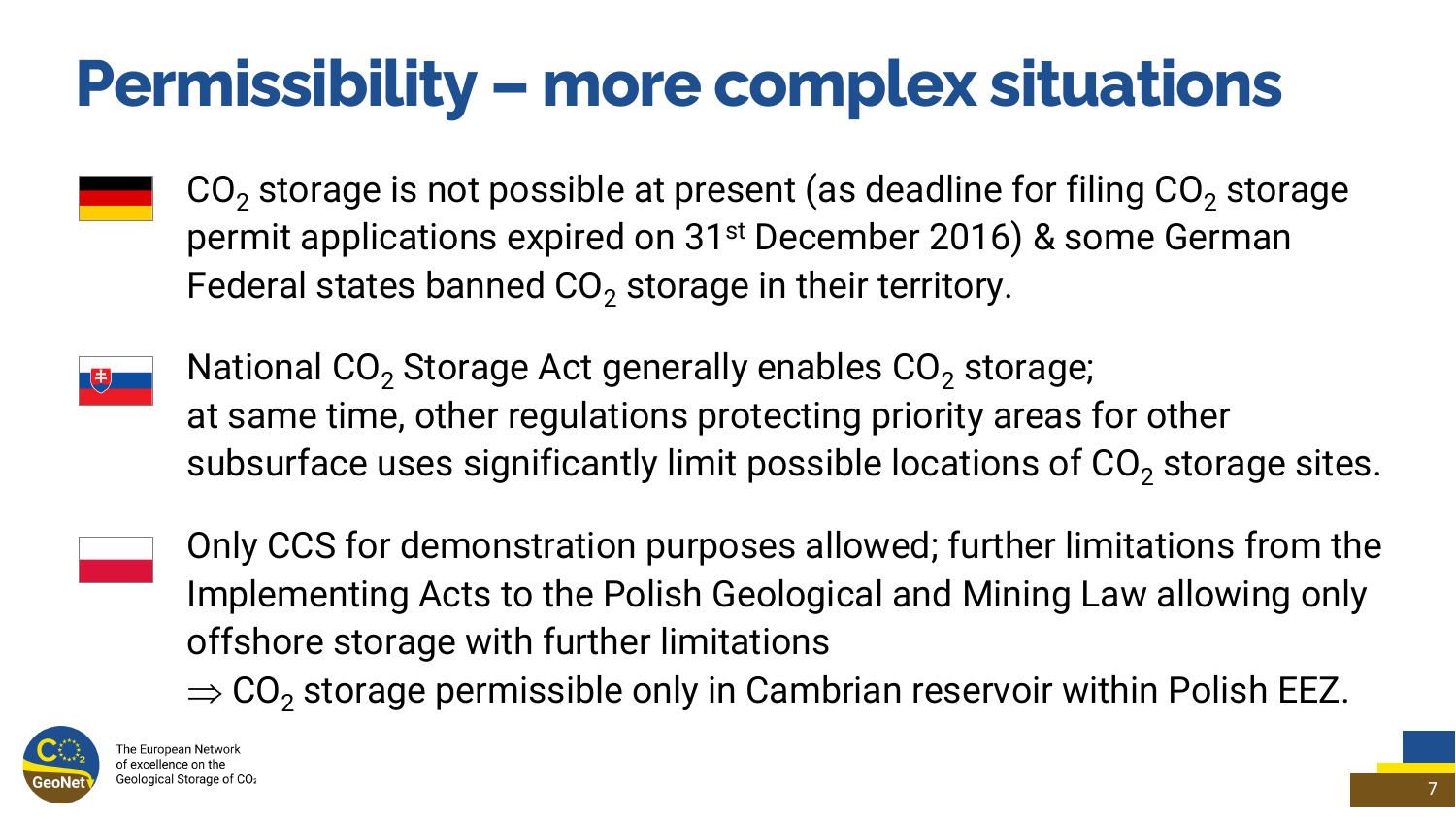# Permissibility – more complex situations

- $CO_2$ storage is not possible at present (as deadline for filing $CO_2$ storage permit applications expired on 31st December 2016) & some German Federal states banned $CO_2$ storage in their territory.

- National $CO_2$ Storage Act generally enables $CO_2$ storage;
  at same time, other regulations protecting priority areas for other subsurface uses significantly limit possible locations of $CO_2$ storage sites.

- Only CCS for demonstration purposes allowed; further limitations from the Implementing Acts to the Polish Geological and Mining Law allowing only offshore storage with further limitations
  $\Rightarrow$ $CO_2$ storage permissible only in Cambrian reservoir within Polish EEZ.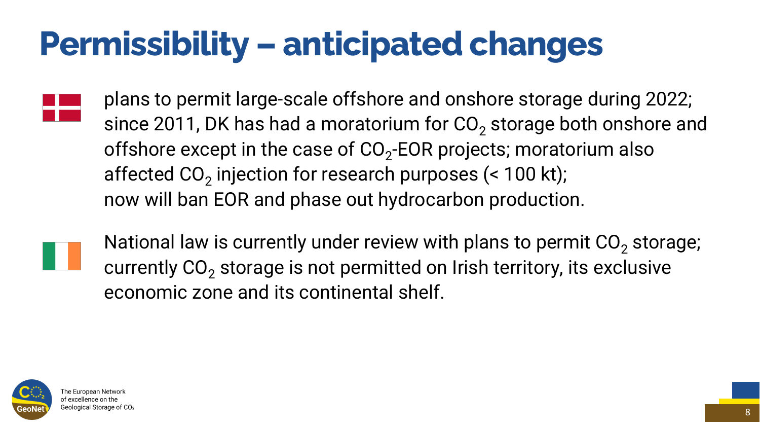# Permissibility – anticipated changes

plans to permit large-scale offshore and onshore storage during 2022; since 2011, DK has had a moratorium for $CO_2$ storage both onshore and offshore except in the case of $CO_2$-EOR projects; moratorium also affected $CO_2$ injection for research purposes (< 100 kt); now will ban EOR and phase out hydrocarbon production.

National law is currently under review with plans to permit $CO_2$ storage; currently $CO_2$ storage is not permitted on Irish territory, its exclusive economic zone and its continental shelf.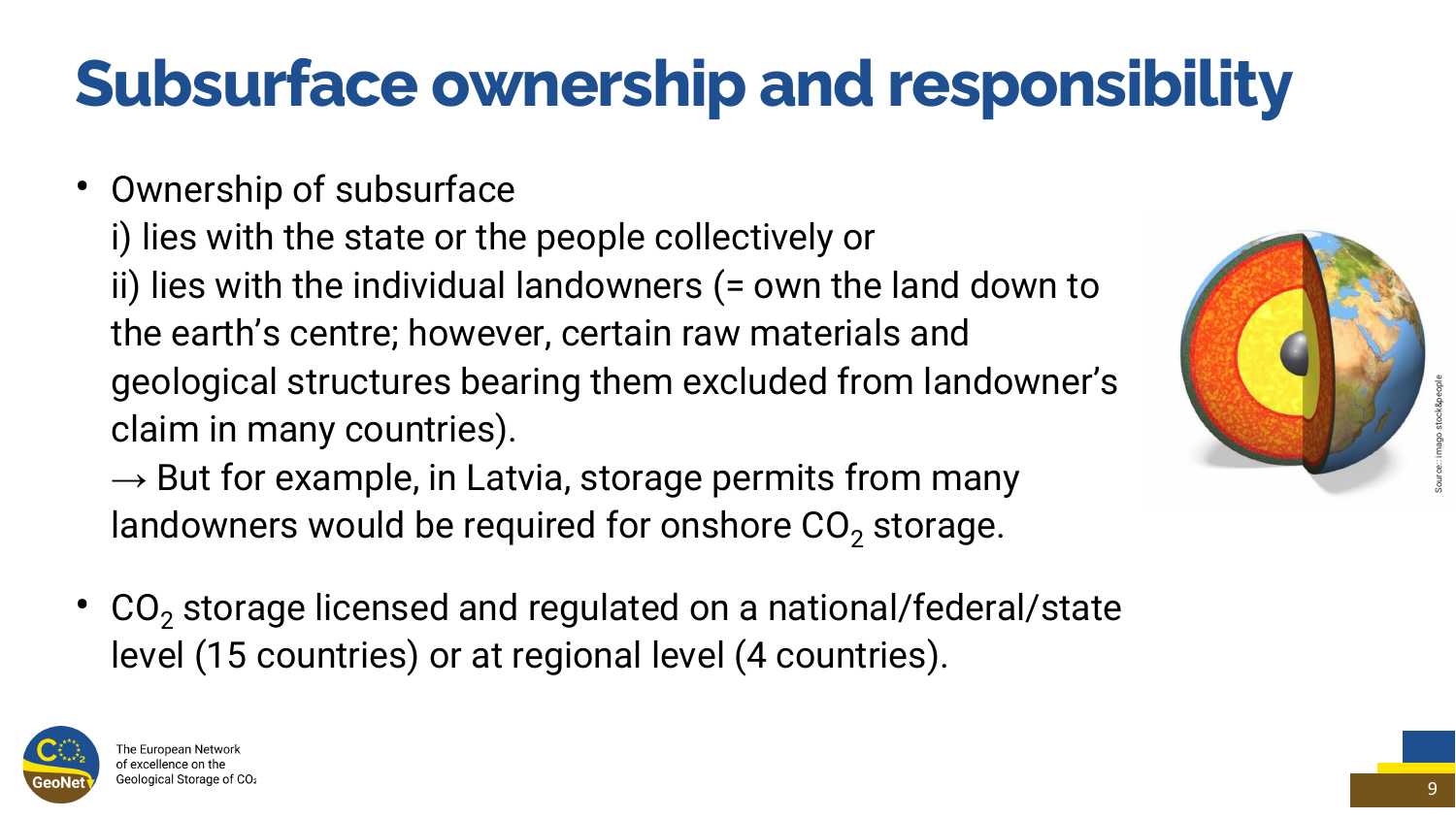# Subsurface ownership and responsibility

- Ownership of subsurface
  i) lies with the state or the people collectively or
  ii) lies with the individual landowners (= own the land down to the earth's centre; however, certain raw materials and geological structures bearing them excluded from landowner's claim in many countries).
  → But for example, in Latvia, storage permits from many landowners would be required for onshore $CO_2$ storage.

- $CO_2$ storage licensed and regulated on a national/federal/state level (15 countries) or at regional level (4 countries).

Source: imago stock&people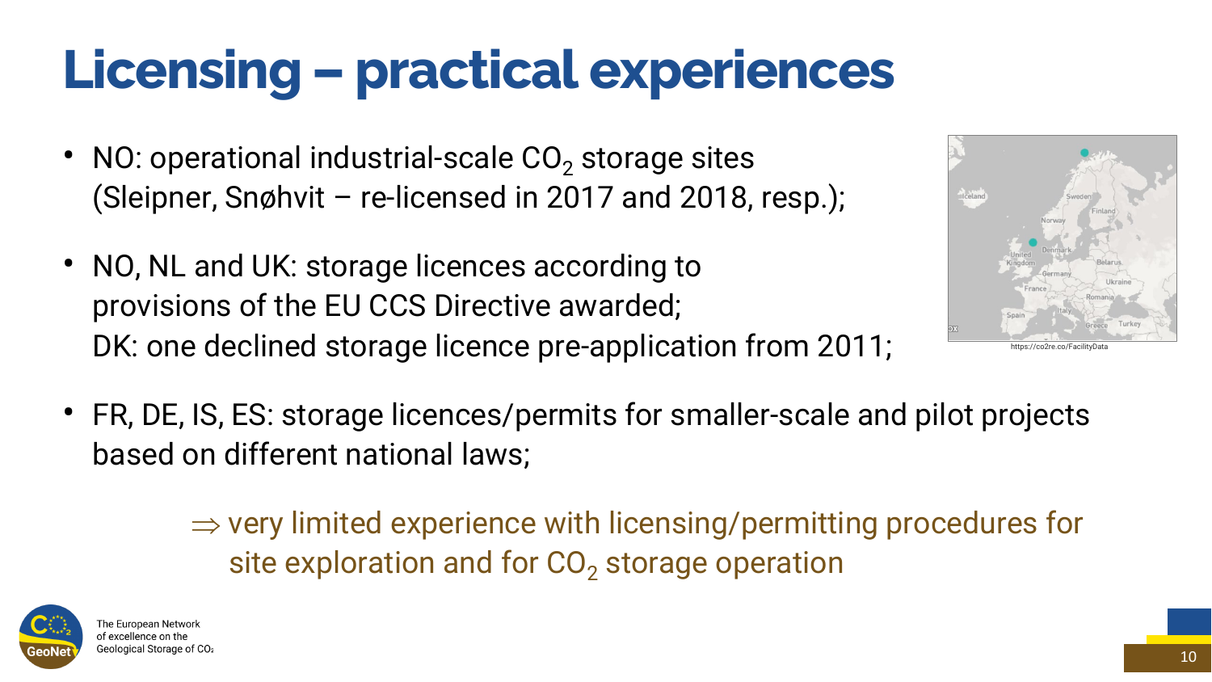# Licensing – practical experiences

- NO: operational industrial-scale $CO_2$ storage sites (Sleipner, Snøhvit – re-licensed in 2017 and 2018, resp.);
- NO, NL and UK: storage licences according to provisions of the EU CCS Directive awarded; DK: one declined storage licence pre-application from 2011;
- FR, DE, IS, ES: storage licences/permits for smaller-scale and pilot projects based on different national laws;

⇒ very limited experience with licensing/permitting procedures for site exploration and for $CO_2$ storage operation

https://co2re.co/FacilityData

The European Network of excellence on the Geological Storage of $CO_2$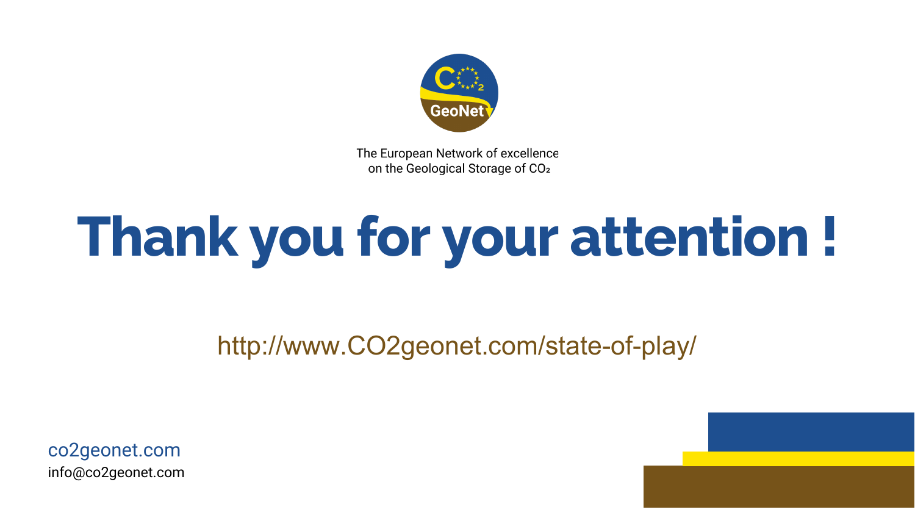The European Network of excellence on the Geological Storage of $CO_2$

# Thank you for your attention !

http://www.CO2geonet.com/state-of-play/

co2geonet.com

info@co2geonet.com